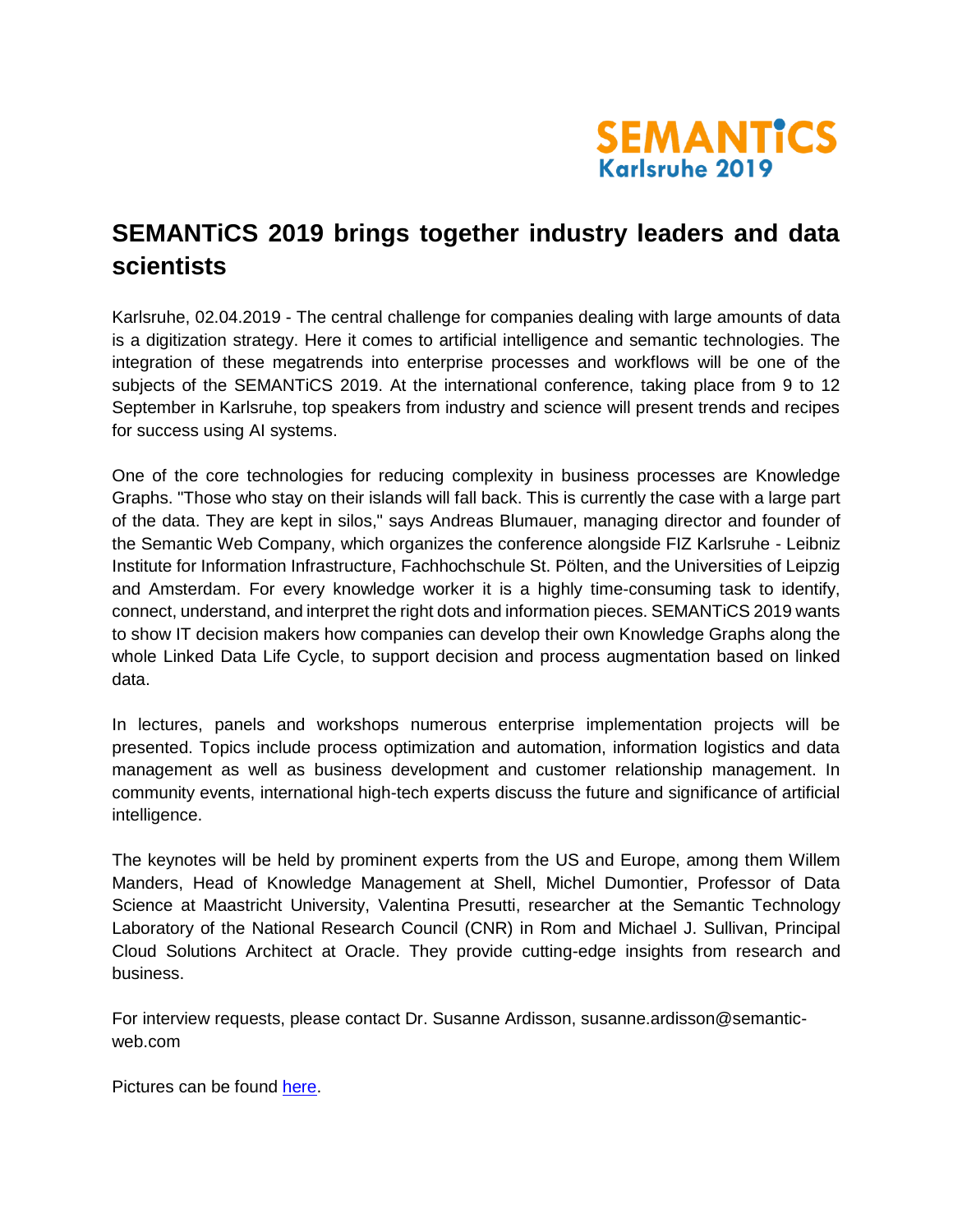SEMANTiCS
Karlsruhe 2019

# SEMANTiCS 2019 brings together industry leaders and data scientists

Karlsruhe, 02.04.2019 - The central challenge for companies dealing with large amounts of data is a digitization strategy. Here it comes to artificial intelligence and semantic technologies. The integration of these megatrends into enterprise processes and workflows will be one of the subjects of the SEMANTiCS 2019. At the international conference, taking place from 9 to 12 September in Karlsruhe, top speakers from industry and science will present trends and recipes for success using AI systems.

One of the core technologies for reducing complexity in business processes are Knowledge Graphs. "Those who stay on their islands will fall back. This is currently the case with a large part of the data. They are kept in silos," says Andreas Blumauer, managing director and founder of the Semantic Web Company, which organizes the conference alongside FIZ Karlsruhe - Leibniz Institute for Information Infrastructure, Fachhochschule St. Pölten, and the Universities of Leipzig and Amsterdam. For every knowledge worker it is a highly time-consuming task to identify, connect, understand, and interpret the right dots and information pieces. SEMANTiCS 2019 wants to show IT decision makers how companies can develop their own Knowledge Graphs along the whole Linked Data Life Cycle, to support decision and process augmentation based on linked data.

In lectures, panels and workshops numerous enterprise implementation projects will be presented. Topics include process optimization and automation, information logistics and data management as well as business development and customer relationship management. In community events, international high-tech experts discuss the future and significance of artificial intelligence.

The keynotes will be held by prominent experts from the US and Europe, among them Willem Manders, Head of Knowledge Management at Shell, Michel Dumontier, Professor of Data Science at Maastricht University, Valentina Presutti, researcher at the Semantic Technology Laboratory of the National Research Council (CNR) in Rom and Michael J. Sullivan, Principal Cloud Solutions Architect at Oracle. They provide cutting-edge insights from research and business.

For interview requests, please contact Dr. Susanne Ardisson, susanne.ardisson@semantic-web.com

Pictures can be found here.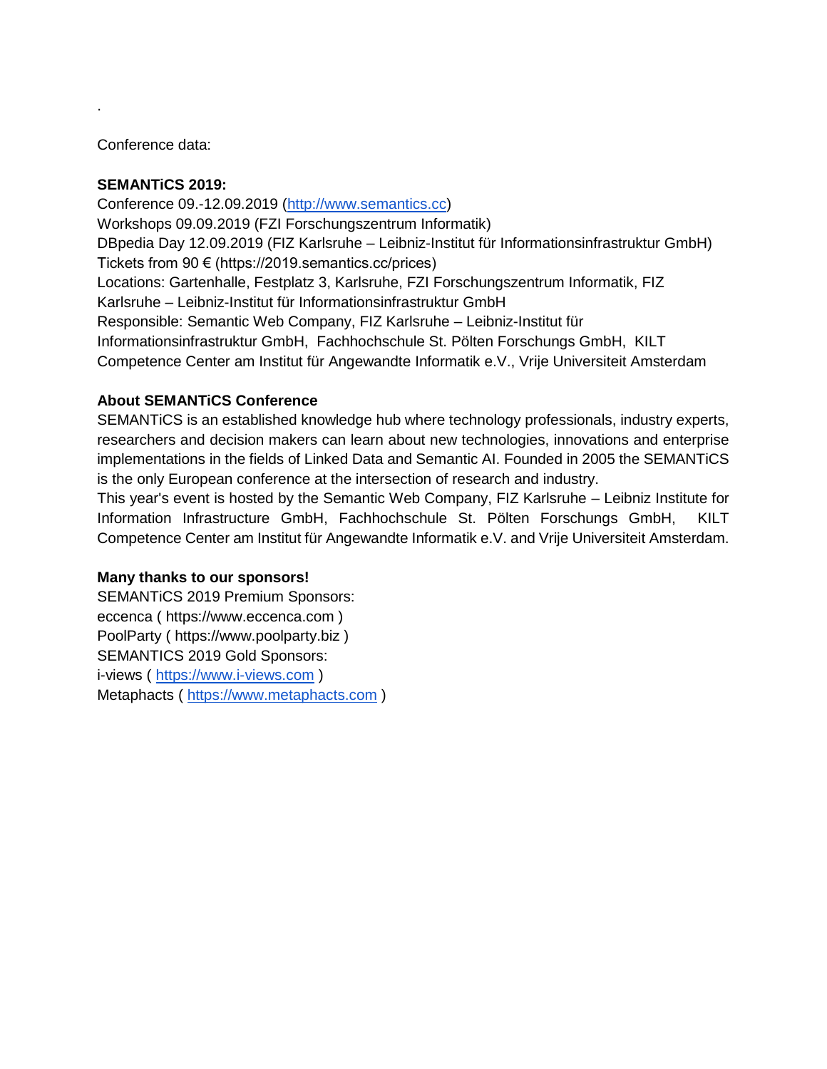.

Conference data:

**SEMANTiCS 2019:**
Conference 09.-12.09.2019 (http://www.semantics.cc)
Workshops 09.09.2019 (FZI Forschungszentrum Informatik)
DBpedia Day 12.09.2019 (FIZ Karlsruhe – Leibniz-Institut für Informationsinfrastruktur GmbH)
Tickets from 90 € (https://2019.semantics.cc/prices)
Locations: Gartenhalle, Festplatz 3, Karlsruhe, FZI Forschungszentrum Informatik, FIZ Karlsruhe – Leibniz-Institut für Informationsinfrastruktur GmbH
Responsible: Semantic Web Company, FIZ Karlsruhe – Leibniz-Institut für Informationsinfrastruktur GmbH, Fachhochschule St. Pölten Forschungs GmbH, KILT Competence Center am Institut für Angewandte Informatik e.V., Vrije Universiteit Amsterdam

**About SEMANTiCS Conference**
SEMANTiCS is an established knowledge hub where technology professionals, industry experts, researchers and decision makers can learn about new technologies, innovations and enterprise implementations in the fields of Linked Data and Semantic AI. Founded in 2005 the SEMANTiCS is the only European conference at the intersection of research and industry.
This year's event is hosted by the Semantic Web Company, FIZ Karlsruhe – Leibniz Institute for Information Infrastructure GmbH, Fachhochschule St. Pölten Forschungs GmbH, KILT Competence Center am Institut für Angewandte Informatik e.V. and Vrije Universiteit Amsterdam.

**Many thanks to our sponsors!**
SEMANTiCS 2019 Premium Sponsors:
eccenca ( https://www.eccenca.com )
PoolParty ( https://www.poolparty.biz )
SEMANTICS 2019 Gold Sponsors:
i-views ( https://www.i-views.com )
Metaphacts ( https://www.metaphacts.com )